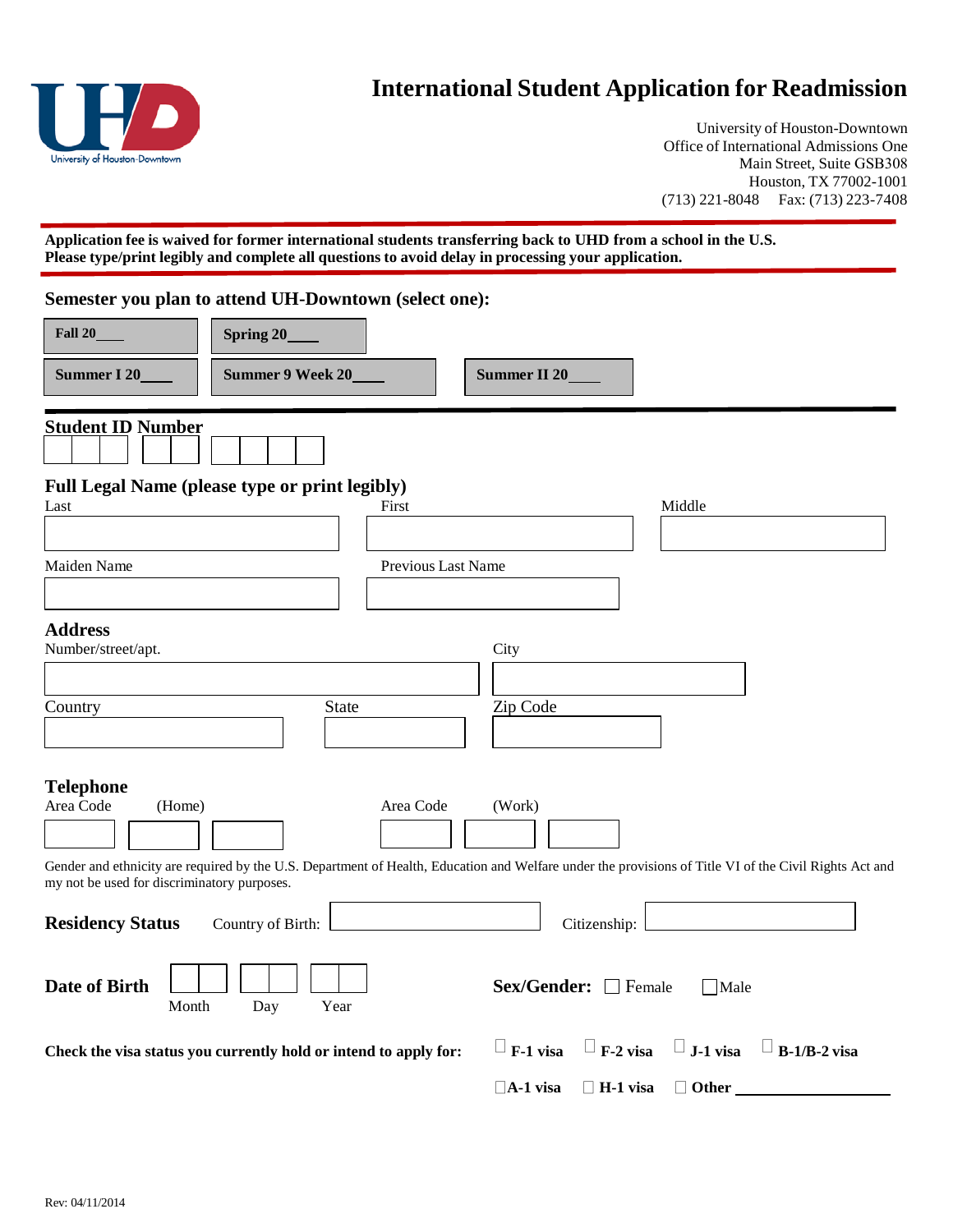# International Student Application for Readmission

University of Houston-Downtown
Office of International Admissions One
Main Street, Suite GSB308
Houston, TX 77002-1001
(713) 221-8048 Fax: (713) 223-7408

**Application fee is waived for former international students transferring back to UHD from a school in the U.S.**
**Please type/print legibly and complete all questions to avoid delay in processing your application.**

## Semester you plan to attend UH-Downtown (select one):

**Fall 20____** **Spring 20____**

**Summer I 20____** **Summer 9 Week 20____** **Summer II 20____**

## Student ID Number

☐☐☐ ☐☐ ☐☐☐☐

## Full Legal Name (please type or print legibly)

Last ____________ First ____________ Middle ____________

Maiden Name ____________ Previous Last Name ____________

## Address

Number/street/apt. ____________ City ____________

Country ____________ State ____________ Zip Code ____________

## Telephone

Area Code (Home) ____________ Area Code (Work) ____________

Gender and ethnicity are required by the U.S. Department of Health, Education and Welfare under the provisions of Title VI of the Civil Rights Act and my not be used for discriminatory purposes.

**Residency Status** Country of Birth: ____________ Citizenship: ____________

**Date of Birth** ☐☐ Month ☐☐ Day ☐☐ Year

**Sex/Gender:** ☐ Female ☐ Male

**Check the visa status you currently hold or intend to apply for:** ☐ **F-1 visa** ☐ **F-2 visa** ☐ **J-1 visa** ☐ **B-1/B-2 visa** ☐ **A-1 visa** ☐ **H-1 visa** ☐ **Other** ____________

Rev: 04/11/2014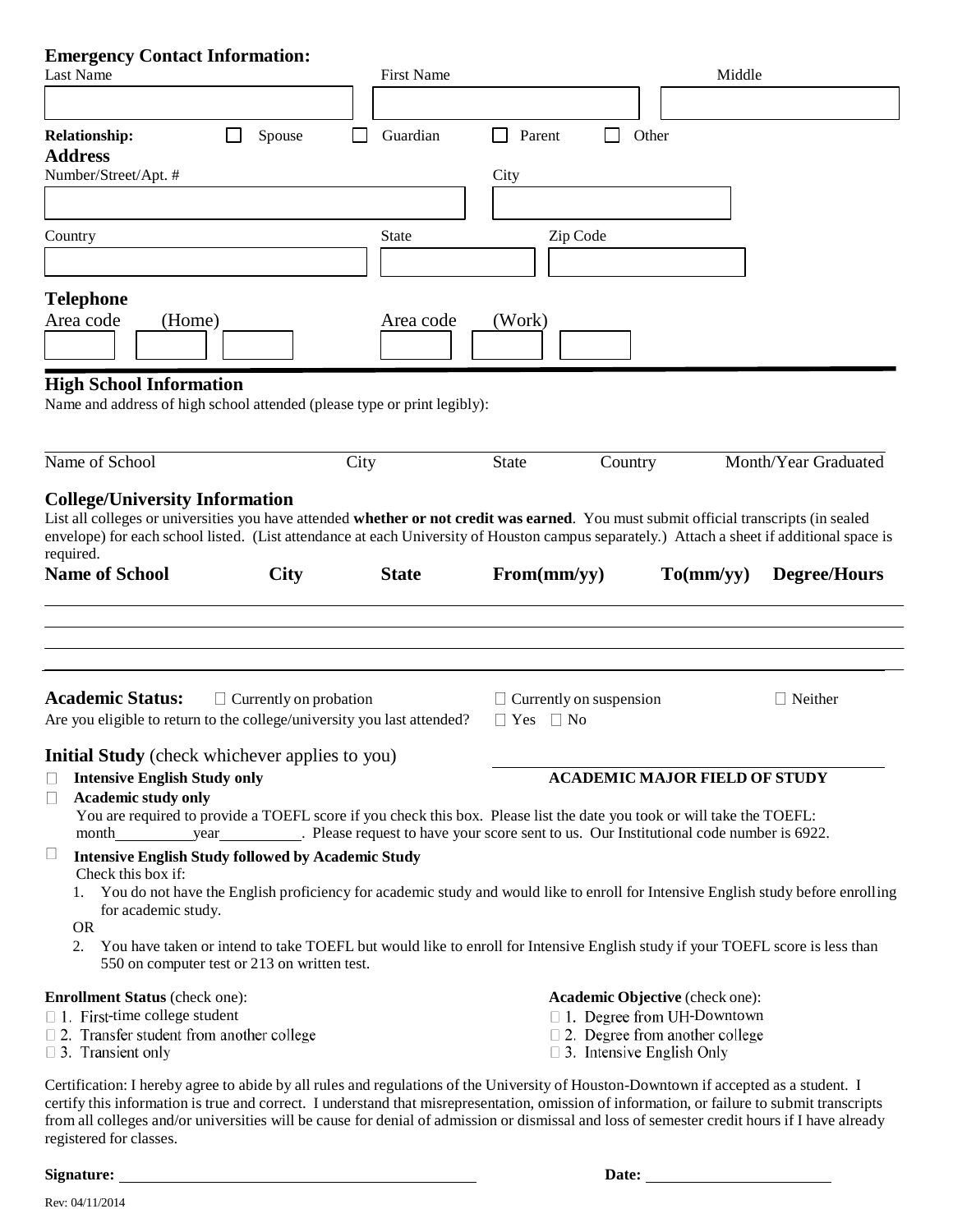## Emergency Contact Information:

| Last Name | First Name | Middle |
|---|---|---|
| | | |

**Relationship:** ☐ Spouse ☐ Guardian ☐ Parent ☐ Other

### Address

| Number/Street/Apt. # | City |
|---|---|
| | |

| Country | State | Zip Code |
|---|---|---|
| | | |

### Telephone

Area code (Home) Area code (Work)

## High School Information

Name and address of high school attended (please type or print legibly):

| Name of School | City | State | Country | Month/Year Graduated |
|---|---|---|---|---|
| | | | | |

## College/University Information

List all colleges or universities you have attended **whether or not credit was earned**. You must submit official transcripts (in sealed envelope) for each school listed. (List attendance at each University of Houston campus separately.) Attach a sheet if additional space is required.

| Name of School | City | State | From(mm/yy) | To(mm/yy) | Degree/Hours |
|---|---|---|---|---|---|
| | | | | | |
| | | | | | |
| | | | | | |
| | | | | | |

**Academic Status:** ☐ Currently on probation ☐ Currently on suspension ☐ Neither

Are you eligible to return to the college/university you last attended? ☐ Yes ☐ No

**Initial Study** (check whichever applies to you)

**ACADEMIC MAJOR FIELD OF STUDY** ____________________

☐ **Intensive English Study only**

☐ **Academic study only**

You are required to provide a TOEFL score if you check this box. Please list the date you took or will take the TOEFL: month__________year__________. Please request to have your score sent to us. Our Institutional code number is 6922.

☐ **Intensive English Study followed by Academic Study**

Check this box if:

1. You do not have the English proficiency for academic study and would like to enroll for Intensive English study before enrolling for academic study.

OR

2. You have taken or intend to take TOEFL but would like to enroll for Intensive English study if your TOEFL score is less than 550 on computer test or 213 on written test.

**Enrollment Status** (check one):

☐ 1. First-time college student
☐ 2. Transfer student from another college
☐ 3. Transient only

**Academic Objective** (check one):

☐ 1. Degree from UH-Downtown
☐ 2. Degree from another college
☐ 3. Intensive English Only

Certification: I hereby agree to abide by all rules and regulations of the University of Houston-Downtown if accepted as a student. I certify this information is true and correct. I understand that misrepresentation, omission of information, or failure to submit transcripts from all colleges and/or universities will be cause for denial of admission or dismissal and loss of semester credit hours if I have already registered for classes.

**Signature:** ______________________________ **Date:** ____________________

Rev: 04/11/2014